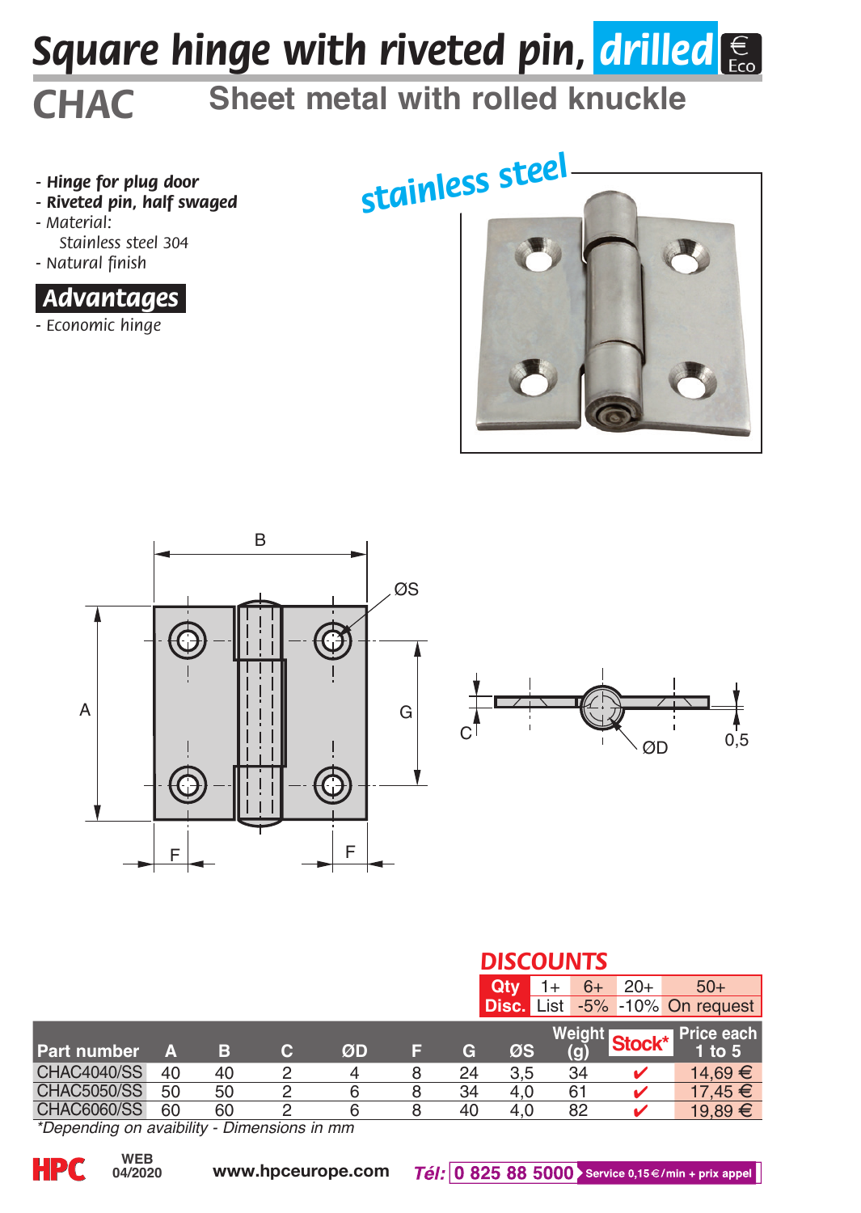# Square hinge with riveted pin, drilled

## CHAC Sheet metal with rolled knuckle

- **Hinge for plug door**
- **Riveted pin, half swaged**
- Material:
  Stainless steel 304
- Natural finish

### Advantages

- Economic hinge

stainless steel

### DISCOUNTS

| Qty | 1+ | 6+ | 20+ | 50+ |
|---|---|---|---|---|
| Disc. | List | -5% | -10% | On request |

| Part number | A | B | C | ØD | F | G | ØS | Weight (g) | Stock* | Price each 1 to 5 |
|---|---|---|---|---|---|---|---|---|---|---|
| CHAC4040/SS | 40 | 40 | 2 | 4 | 8 | 24 | 3,5 | 34 | ✔ | 14,69 € |
| CHAC5050/SS | 50 | 50 | 2 | 6 | 8 | 34 | 4,0 | 61 | ✔ | 17,45 € |
| CHAC6060/SS | 60 | 60 | 2 | 6 | 8 | 40 | 4,0 | 82 | ✔ | 19,89 € |

*Depending on avaibility - Dimensions in mm

HPC WEB 04/2020 www.hpceurope.com Tél: 0 825 88 5000 Service 0,15 €/min + prix appel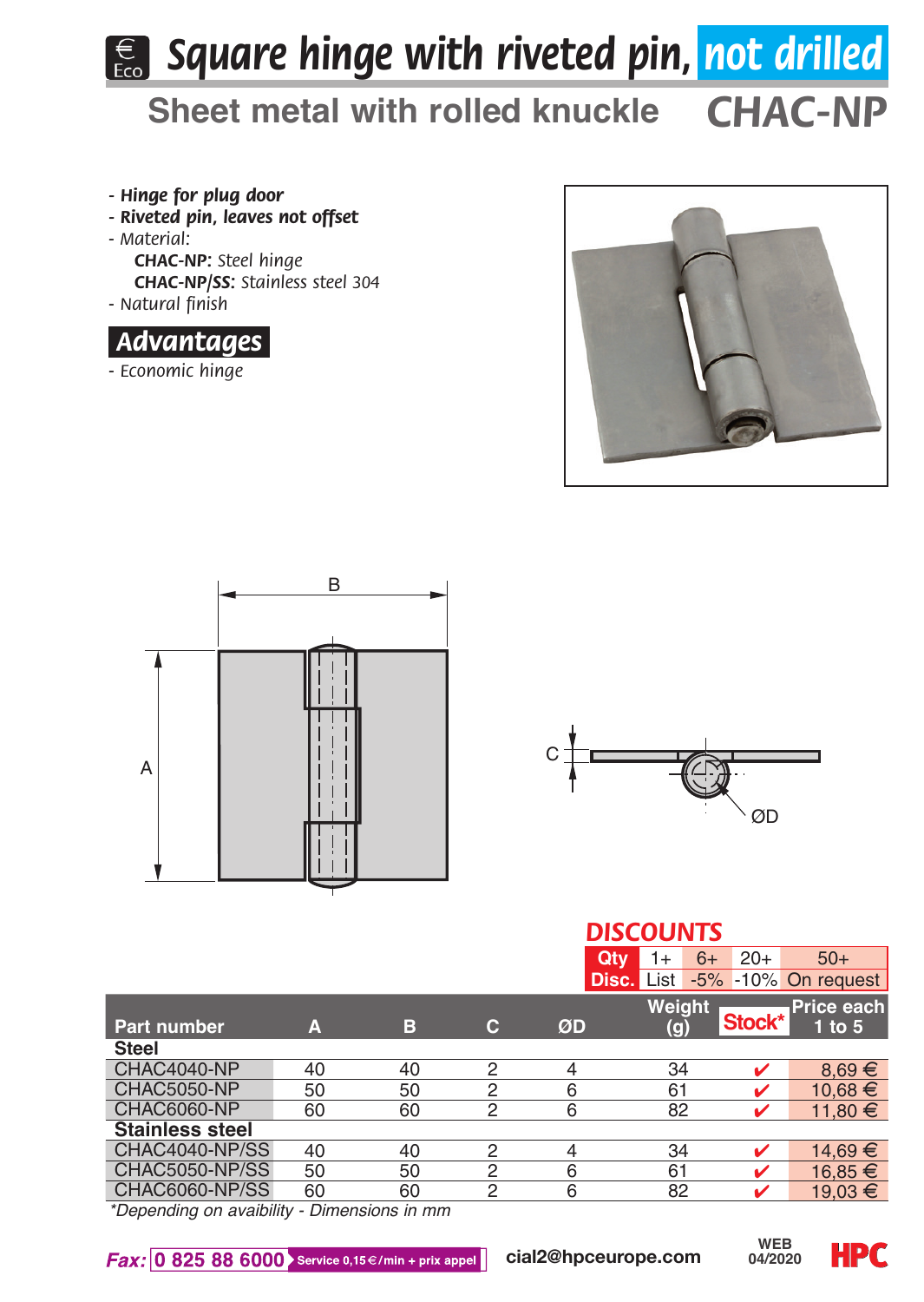# Square hinge with riveted pin, not drilled

## Sheet metal with rolled knuckle CHAC-NP

- **Hinge for plug door**
- **Riveted pin, leaves not offset**
- Material:
  - **CHAC-NP:** Steel hinge
  - **CHAC-NP/SS:** Stainless steel 304
- Natural finish

### Advantages

- Economic hinge

### DISCOUNTS

| Qty | 1+ | 6+ | 20+ | 50+ |
|---|---|---|---|---|
| Disc. | List | -5% | -10% | On request |

| Part number | A | B | C | ØD | Weight (g) | Stock* | Price each 1 to 5 |
|---|---|---|---|---|---|---|---|
| **Steel** | | | | | | | |
| CHAC4040-NP | 40 | 40 | 2 | 4 | 34 | ✔ | 8,69 € |
| CHAC5050-NP | 50 | 50 | 2 | 6 | 61 | ✔ | 10,68 € |
| CHAC6060-NP | 60 | 60 | 2 | 6 | 82 | ✔ | 11,80 € |
| **Stainless steel** | | | | | | | |
| CHAC4040-NP/SS | 40 | 40 | 2 | 4 | 34 | ✔ | 14,69 € |
| CHAC5050-NP/SS | 50 | 50 | 2 | 6 | 61 | ✔ | 16,85 € |
| CHAC6060-NP/SS | 60 | 60 | 2 | 6 | 82 | ✔ | 19,03 € |

*Depending on avaibility - Dimensions in mm

Fax: 0 825 88 6000 Service 0,15€/min + prix appel — cial2@hpceurope.com — WEB 04/2020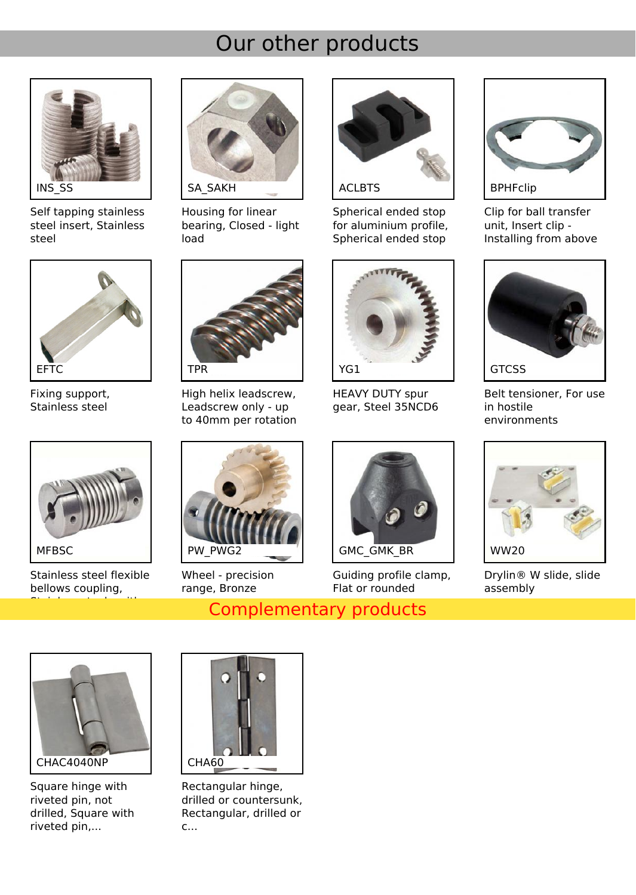# Our other products

INS_SS

Self tapping stainless steel insert, Stainless steel

SA_SAKH

Housing for linear bearing, Closed - light load

ACLBTS

Spherical ended stop for aluminium profile, Spherical ended stop

BPHFclip

Clip for ball transfer unit, Insert clip - Installing from above

EFTC

Fixing support, Stainless steel

TPR

High helix leadscrew, Leadscrew only - up to 40mm per rotation

YG1

HEAVY DUTY spur gear, Steel 35NCD6

GTCSS

Belt tensioner, For use in hostile environments

MFBSC

Stainless steel flexible bellows coupling,

PW_PWG2

Wheel - precision range, Bronze

GMC_GMK_BR

Guiding profile clamp, Flat or rounded

WW20

Drylin® W slide, slide assembly

# Complementary products

CHAC4040NP

Square hinge with riveted pin, not drilled, Square with riveted pin,...

CHA60

Rectangular hinge, drilled or countersunk, Rectangular, drilled or c...